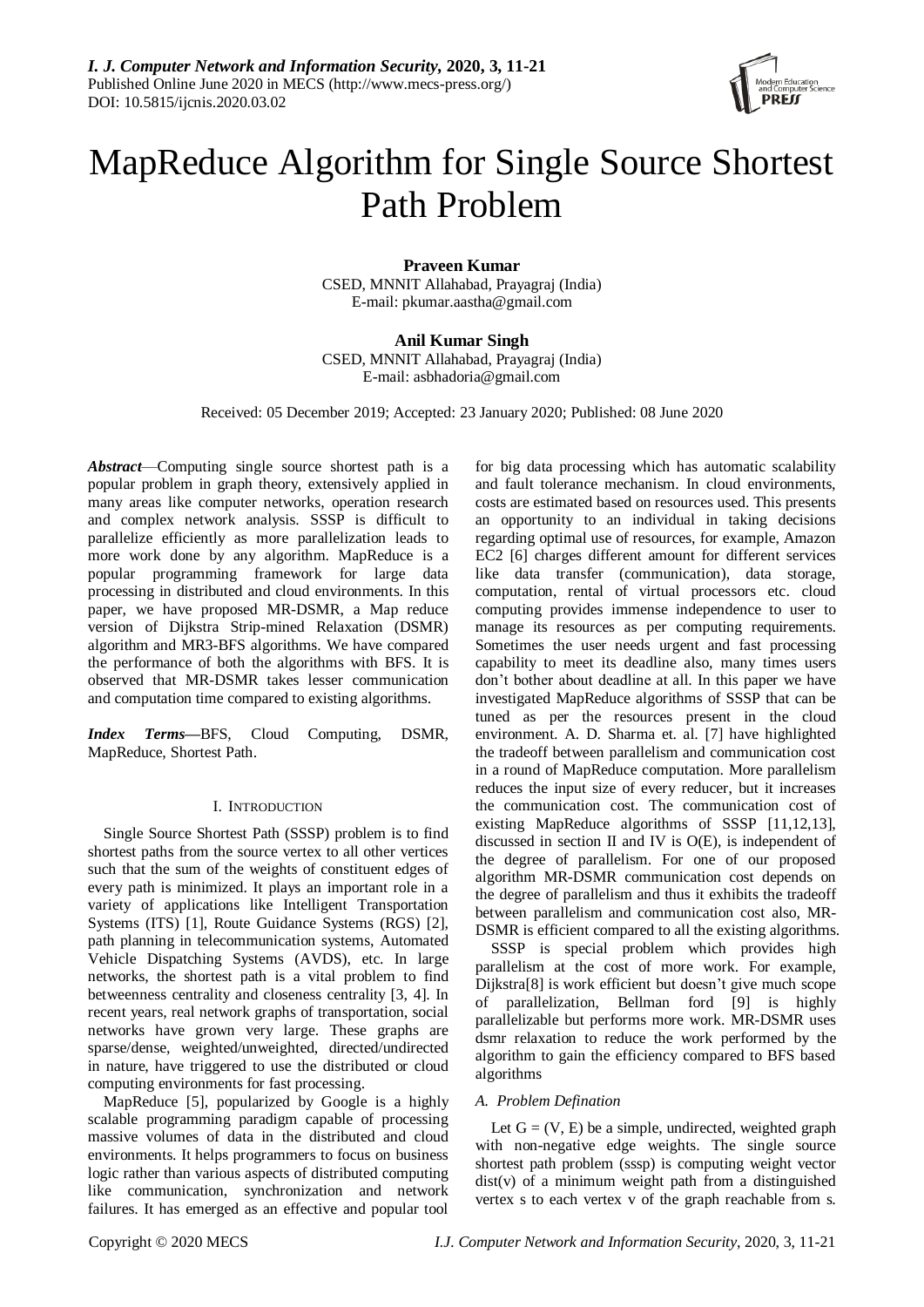# MapReduce Algorithm for Single Source Shortest Path Problem

**Praveen Kumar**
CSED, MNNIT Allahabad, Prayagraj (India)
E-mail: pkumar.aastha@gmail.com

**Anil Kumar Singh**
CSED, MNNIT Allahabad, Prayagraj (India)
E-mail: asbhadoria@gmail.com

Received: 05 December 2019; Accepted: 23 January 2020; Published: 08 June 2020

***Abstract***—Computing single source shortest path is a popular problem in graph theory, extensively applied in many areas like computer networks, operation research and complex network analysis. SSSP is difficult to parallelize efficiently as more parallelization leads to more work done by any algorithm. MapReduce is a popular programming framework for large data processing in distributed and cloud environments. In this paper, we have proposed MR-DSMR, a Map reduce version of Dijkstra Strip-mined Relaxation (DSMR) algorithm and MR3-BFS algorithms. We have compared the performance of both the algorithms with BFS. It is observed that MR-DSMR takes lesser communication and computation time compared to existing algorithms.

***Index Terms***—BFS, Cloud Computing, DSMR, MapReduce, Shortest Path.

## I. INTRODUCTION

Single Source Shortest Path (SSSP) problem is to find shortest paths from the source vertex to all other vertices such that the sum of the weights of constituent edges of every path is minimized. It plays an important role in a variety of applications like Intelligent Transportation Systems (ITS) [1], Route Guidance Systems (RGS) [2], path planning in telecommunication systems, Automated Vehicle Dispatching Systems (AVDS), etc. In large networks, the shortest path is a vital problem to find betweenness centrality and closeness centrality [3, 4]. In recent years, real network graphs of transportation, social networks have grown very large. These graphs are sparse/dense, weighted/unweighted, directed/undirected in nature, have triggered to use the distributed or cloud computing environments for fast processing.

MapReduce [5], popularized by Google is a highly scalable programming paradigm capable of processing massive volumes of data in the distributed and cloud environments. It helps programmers to focus on business logic rather than various aspects of distributed computing like communication, synchronization and network failures. It has emerged as an effective and popular tool for big data processing which has automatic scalability and fault tolerance mechanism. In cloud environments, costs are estimated based on resources used. This presents an opportunity to an individual in taking decisions regarding optimal use of resources, for example, Amazon EC2 [6] charges different amount for different services like data transfer (communication), data storage, computation, rental of virtual processors etc. cloud computing provides immense independence to user to manage its resources as per computing requirements. Sometimes the user needs urgent and fast processing capability to meet its deadline also, many times users don't bother about deadline at all. In this paper we have investigated MapReduce algorithms of SSSP that can be tuned as per the resources present in the cloud environment. A. D. Sharma et. al. [7] have highlighted the tradeoff between parallelism and communication cost in a round of MapReduce computation. More parallelism reduces the input size of every reducer, but it increases the communication cost. The communication cost of existing MapReduce algorithms of SSSP [11,12,13], discussed in section II and IV is O(E), is independent of the degree of parallelism. For one of our proposed algorithm MR-DSMR communication cost depends on the degree of parallelism and thus it exhibits the tradeoff between parallelism and communication cost also, MR-DSMR is efficient compared to all the existing algorithms.

SSSP is special problem which provides high parallelism at the cost of more work. For example, Dijkstra[8] is work efficient but doesn't give much scope of parallelization, Bellman ford [9] is highly parallelizable but performs more work. MR-DSMR uses dsmr relaxation to reduce the work performed by the algorithm to gain the efficiency compared to BFS based algorithms

### A. Problem Defination

Let G = (V, E) be a simple, undirected, weighted graph with non-negative edge weights. The single source shortest path problem (sssp) is computing weight vector dist(v) of a minimum weight path from a distinguished vertex s to each vertex v of the graph reachable from s.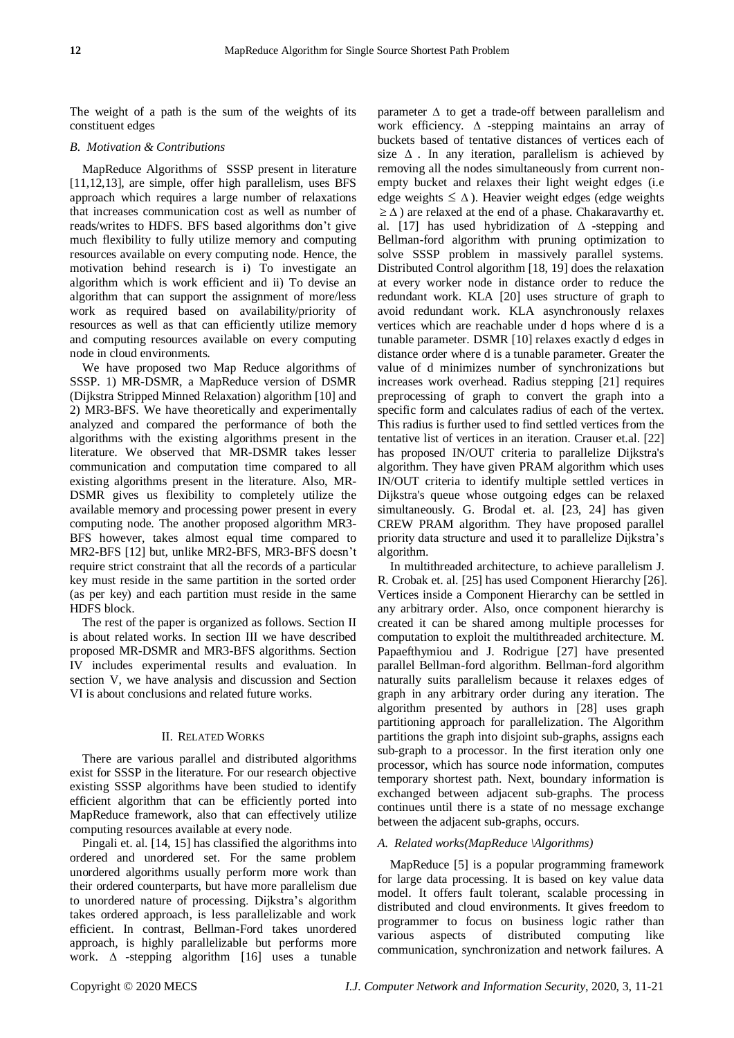The weight of a path is the sum of the weights of its constituent edges

### B. Motivation & Contributions

MapReduce Algorithms of SSSP present in literature [11,12,13], are simple, offer high parallelism, uses BFS approach which requires a large number of relaxations that increases communication cost as well as number of reads/writes to HDFS. BFS based algorithms don't give much flexibility to fully utilize memory and computing resources available on every computing node. Hence, the motivation behind research is i) To investigate an algorithm which is work efficient and ii) To devise an algorithm that can support the assignment of more/less work as required based on availability/priority of resources as well as that can efficiently utilize memory and computing resources available on every computing node in cloud environments.

We have proposed two Map Reduce algorithms of SSSP. 1) MR-DSMR, a MapReduce version of DSMR (Dijkstra Stripped Minned Relaxation) algorithm [10] and 2) MR3-BFS. We have theoretically and experimentally analyzed and compared the performance of both the algorithms with the existing algorithms present in the literature. We observed that MR-DSMR takes lesser communication and computation time compared to all existing algorithms present in the literature. Also, MR-DSMR gives us flexibility to completely utilize the available memory and processing power present in every computing node. The another proposed algorithm MR3-BFS however, takes almost equal time compared to MR2-BFS [12] but, unlike MR2-BFS, MR3-BFS doesn't require strict constraint that all the records of a particular key must reside in the same partition in the sorted order (as per key) and each partition must reside in the same HDFS block.

The rest of the paper is organized as follows. Section II is about related works. In section III we have described proposed MR-DSMR and MR3-BFS algorithms. Section IV includes experimental results and evaluation. In section V, we have analysis and discussion and Section VI is about conclusions and related future works.

## II. Related Works

There are various parallel and distributed algorithms exist for SSSP in the literature. For our research objective existing SSSP algorithms have been studied to identify efficient algorithm that can be efficiently ported into MapReduce framework, also that can effectively utilize computing resources available at every node.

Pingali et. al. [14, 15] has classified the algorithms into ordered and unordered set. For the same problem unordered algorithms usually perform more work than their ordered counterparts, but have more parallelism due to unordered nature of processing. Dijkstra's algorithm takes ordered approach, is less parallelizable and work efficient. In contrast, Bellman-Ford takes unordered approach, is highly parallelizable but performs more work. $\Delta$ -stepping algorithm [16] uses a tunable parameter $\Delta$ to get a trade-off between parallelism and work efficiency. $\Delta$ -stepping maintains an array of buckets based of tentative distances of vertices each of size $\Delta$ . In any iteration, parallelism is achieved by removing all the nodes simultaneously from current non-empty bucket and relaxes their light weight edges (i.e edge weights $\leq \Delta$ ). Heavier weight edges (edge weights $\geq \Delta$ ) are relaxed at the end of a phase. Chakaravarthy et. al. [17] has used hybridization of $\Delta$ -stepping and Bellman-ford algorithm with pruning optimization to solve SSSP problem in massively parallel systems. Distributed Control algorithm [18, 19] does the relaxation at every worker node in distance order to reduce the redundant work. KLA [20] uses structure of graph to avoid redundant work. KLA asynchronously relaxes vertices which are reachable under d hops where d is a tunable parameter. DSMR [10] relaxes exactly d edges in distance order where d is a tunable parameter. Greater the value of d minimizes number of synchronizations but increases work overhead. Radius stepping [21] requires preprocessing of graph to convert the graph into a specific form and calculates radius of each of the vertex. This radius is further used to find settled vertices from the tentative list of vertices in an iteration. Crauser et.al. [22] has proposed IN/OUT criteria to parallelize Dijkstra's algorithm. They have given PRAM algorithm which uses IN/OUT criteria to identify multiple settled vertices in Dijkstra's queue whose outgoing edges can be relaxed simultaneously. G. Brodal et. al. [23, 24] has given CREW PRAM algorithm. They have proposed parallel priority data structure and used it to parallelize Dijkstra's algorithm.

In multithreaded architecture, to achieve parallelism J. R. Crobak et. al. [25] has used Component Hierarchy [26]. Vertices inside a Component Hierarchy can be settled in any arbitrary order. Also, once component hierarchy is created it can be shared among multiple processes for computation to exploit the multithreaded architecture. M. Papaefthymiou and J. Rodrigue [27] have presented parallel Bellman-ford algorithm. Bellman-ford algorithm naturally suits parallelism because it relaxes edges of graph in any arbitrary order during any iteration. The algorithm presented by authors in [28] uses graph partitioning approach for parallelization. The Algorithm partitions the graph into disjoint sub-graphs, assigns each sub-graph to a processor. In the first iteration only one processor, which has source node information, computes temporary shortest path. Next, boundary information is exchanged between adjacent sub-graphs. The process continues until there is a state of no message exchange between the adjacent sub-graphs, occurs.

### A. Related works(MapReduce \Algorithms)

MapReduce [5] is a popular programming framework for large data processing. It is based on key value data model. It offers fault tolerant, scalable processing in distributed and cloud environments. It gives freedom to programmer to focus on business logic rather than various aspects of distributed computing like communication, synchronization and network failures. A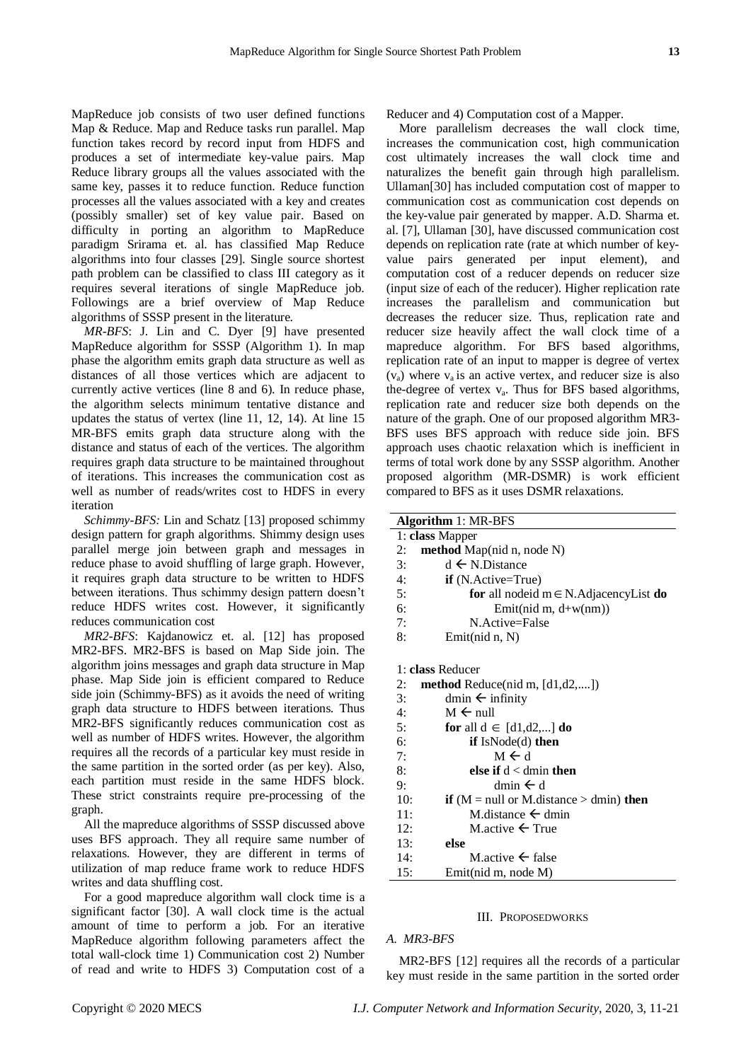MapReduce job consists of two user defined functions Map & Reduce. Map and Reduce tasks run parallel. Map function takes record by record input from HDFS and produces a set of intermediate key-value pairs. Map Reduce library groups all the values associated with the same key, passes it to reduce function. Reduce function processes all the values associated with a key and creates (possibly smaller) set of key value pair. Based on difficulty in porting an algorithm to MapReduce paradigm Srirama et. al. has classified Map Reduce algorithms into four classes [29]. Single source shortest path problem can be classified to class III category as it requires several iterations of single MapReduce job. Followings are a brief overview of Map Reduce algorithms of SSSP present in the literature.

*MR-BFS*: J. Lin and C. Dyer [9] have presented MapReduce algorithm for SSSP (Algorithm 1). In map phase the algorithm emits graph data structure as well as distances of all those vertices which are adjacent to currently active vertices (line 8 and 6). In reduce phase, the algorithm selects minimum tentative distance and updates the status of vertex (line 11, 12, 14). At line 15 MR-BFS emits graph data structure along with the distance and status of each of the vertices. The algorithm requires graph data structure to be maintained throughout of iterations. This increases the communication cost as well as number of reads/writes cost to HDFS in every iteration

*Schimmy-BFS:* Lin and Schatz [13] proposed schimmy design pattern for graph algorithms. Shimmy design uses parallel merge join between graph and messages in reduce phase to avoid shuffling of large graph. However, it requires graph data structure to be written to HDFS between iterations. Thus schimmy design pattern doesn't reduce HDFS writes cost. However, it significantly reduces communication cost

*MR2-BFS*: Kajdanowicz et. al. [12] has proposed MR2-BFS. MR2-BFS is based on Map Side join. The algorithm joins messages and graph data structure in Map phase. Map Side join is efficient compared to Reduce side join (Schimmy-BFS) as it avoids the need of writing graph data structure to HDFS between iterations. Thus MR2-BFS significantly reduces communication cost as well as number of HDFS writes. However, the algorithm requires all the records of a particular key must reside in the same partition in the sorted order (as per key). Also, each partition must reside in the same HDFS block. These strict constraints require pre-processing of the graph.

All the mapreduce algorithms of SSSP discussed above uses BFS approach. They all require same number of relaxations. However, they are different in terms of utilization of map reduce frame work to reduce HDFS writes and data shuffling cost.

For a good mapreduce algorithm wall clock time is a significant factor [30]. A wall clock time is the actual amount of time to perform a job. For an iterative MapReduce algorithm following parameters affect the total wall-clock time 1) Communication cost 2) Number of read and write to HDFS 3) Computation cost of a Reducer and 4) Computation cost of a Mapper.

More parallelism decreases the wall clock time, increases the communication cost, high communication cost ultimately increases the wall clock time and naturalizes the benefit gain through high parallelism. Ullaman[30] has included computation cost of mapper to communication cost as communication cost depends on the key-value pair generated by mapper. A.D. Sharma et. al. [7], Ullaman [30], have discussed communication cost depends on replication rate (rate at which number of key-value pairs generated per input element), and computation cost of a reducer depends on reducer size (input size of each of the reducer). Higher replication rate increases the parallelism and communication but decreases the reducer size. Thus, replication rate and reducer size heavily affect the wall clock time of a mapreduce algorithm. For BFS based algorithms, replication rate of an input to mapper is degree of vertex ($v_a$) where $v_a$ is an active vertex, and reducer size is also the-degree of vertex $v_a$. Thus for BFS based algorithms, replication rate and reducer size both depends on the nature of the graph. One of our proposed algorithm MR3-BFS uses BFS approach with reduce side join. BFS approach uses chaotic relaxation which is inefficient in terms of total work done by any SSSP algorithm. Another proposed algorithm (MR-DSMR) is work efficient compared to BFS as it uses DSMR relaxations.

**Algorithm** 1: MR-BFS

```
1: class Mapper
2:   method Map(nid n, node N)
3:     d ← N.Distance
4:     if (N.Active=True)
5:       for all nodeid m ∈ N.AdjacencyList do
6:         Emit(nid m, d+w(nm))
7:       N.Active=False
8:     Emit(nid n, N)

1: class Reducer
2:   method Reduce(nid m, [d1,d2,....])
3:     dmin ← infinity
4:     M ← null
5:     for all d ∈ [d1,d2,...] do
6:       if IsNode(d) then
7:         M ← d
8:       else if d < dmin then
9:         dmin ← d
10:    if (M = null or M.distance > dmin) then
11:      M.distance ← dmin
12:      M.active ← True
13:    else
14:      M.active ← false
15:    Emit(nid m, node M)
```

## III. PROPOSEDWORKS

### *A. MR3-BFS*

MR2-BFS [12] requires all the records of a particular key must reside in the same partition in the sorted order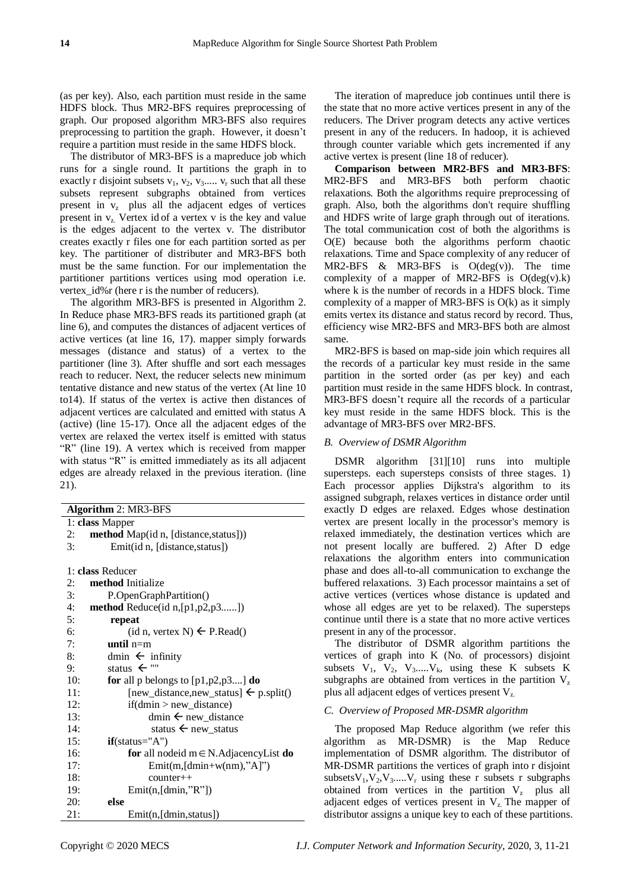(as per key). Also, each partition must reside in the same HDFS block. Thus MR2-BFS requires preprocessing of graph. Our proposed algorithm MR3-BFS also requires preprocessing to partition the graph. However, it doesn't require a partition must reside in the same HDFS block.

The distributor of MR3-BFS is a mapreduce job which runs for a single round. It partitions the graph in to exactly r disjoint subsets $v_1$, $v_2$, $v_3$..... $v_r$ such that all these subsets represent subgraphs obtained from vertices present in $v_z$ plus all the adjacent edges of vertices present in $v_z$. Vertex id of a vertex v is the key and value is the edges adjacent to the vertex v. The distributor creates exactly r files one for each partition sorted as per key. The partitioner of distributer and MR3-BFS both must be the same function. For our implementation the partitioner partitions vertices using mod operation i.e. vertex_id%r (here r is the number of reducers).

The algorithm MR3-BFS is presented in Algorithm 2. In Reduce phase MR3-BFS reads its partitioned graph (at line 6), and computes the distances of adjacent vertices of active vertices (at line 16, 17). mapper simply forwards messages (distance and status) of a vertex to the partitioner (line 3). After shuffle and sort each messages reach to reducer. Next, the reducer selects new minimum tentative distance and new status of the vertex (At line 10 to14). If status of the vertex is active then distances of adjacent vertices are calculated and emitted with status A (active) (line 15-17). Once all the adjacent edges of the vertex are relaxed the vertex itself is emitted with status "R" (line 19). A vertex which is received from mapper with status "R" is emitted immediately as its all adjacent edges are already relaxed in the previous iteration. (line 21).

**Algorithm** 2: MR3-BFS

```
1: class Mapper
2:   method Map(id n, [distance,status]))
3:     Emit(id n, [distance,status])

1: class Reducer
2:   method Initialize
3:     P.OpenGraphPartition()
4:   method Reduce(id n,[p1,p2,p3......])
5:     repeat
6:       (id n, vertex N) ← P.Read()
7:     until n=m
8:     dmin ← infinity
9:     status ← ""
10:    for all p belongs to [p1,p2,p3....] do
11:      [new_distance,new_status] ← p.split()
12:      if(dmin > new_distance)
13:        dmin ← new_distance
14:        status ← new_status
15:    if(status="A")
16:      for all nodeid m ∈ N.AdjacencyList do
17:        Emit(m,[dmin+w(nm),"A]")
18:        counter++
19:      Emit(n,[dmin,"R"])
20:    else
21:      Emit(n,[dmin,status])
```

The iteration of mapreduce job continues until there is the state that no more active vertices present in any of the reducers. The Driver program detects any active vertices present in any of the reducers. In hadoop, it is achieved through counter variable which gets incremented if any active vertex is present (line 18 of reducer).

**Comparison between MR2-BFS and MR3-BFS**: MR2-BFS and MR3-BFS both perform chaotic relaxations. Both the algorithms require preprocessing of graph. Also, both the algorithms don't require shuffling and HDFS write of large graph through out of iterations. The total communication cost of both the algorithms is O(E) because both the algorithms perform chaotic relaxations. Time and Space complexity of any reducer of MR2-BFS & MR3-BFS is O(deg(v)). The time complexity of a mapper of MR2-BFS is O(deg(v).k) where k is the number of records in a HDFS block. Time complexity of a mapper of MR3-BFS is O(k) as it simply emits vertex its distance and status record by record. Thus, efficiency wise MR2-BFS and MR3-BFS both are almost same.

MR2-BFS is based on map-side join which requires all the records of a particular key must reside in the same partition in the sorted order (as per key) and each partition must reside in the same HDFS block. In contrast, MR3-BFS doesn't require all the records of a particular key must reside in the same HDFS block. This is the advantage of MR3-BFS over MR2-BFS.

### *B. Overview of DSMR Algorithm*

DSMR algorithm [31][10] runs into multiple supersteps. each supersteps consists of three stages. 1) Each processor applies Dijkstra's algorithm to its assigned subgraph, relaxes vertices in distance order until exactly D edges are relaxed. Edges whose destination vertex are present locally in the processor's memory is relaxed immediately, the destination vertices which are not present locally are buffered. 2) After D edge relaxations the algorithm enters into communication phase and does all-to-all communication to exchange the buffered relaxations. 3) Each processor maintains a set of active vertices (vertices whose distance is updated and whose all edges are yet to be relaxed). The supersteps continue until there is a state that no more active vertices present in any of the processor.

The distributor of DSMR algorithm partitions the vertices of graph into K (No. of processors) disjoint subsets $V_1$, $V_2$, $V_3$.....$V_k$, using these K subsets K subgraphs are obtained from vertices in the partition $V_z$ plus all adjacent edges of vertices present $V_z$.

### *C. Overview of Proposed MR-DSMR Algorithm*

The proposed Map Reduce algorithm (we refer this algorithm as MR-DSMR) is the Map Reduce implementation of DSMR algorithm. The distributor of MR-DSMR partitions the vertices of graph into r disjoint subsets$V_1$,$V_2$,$V_3$.....$V_r$ using these r subsets r subgraphs obtained from vertices in the partition $V_z$ plus all adjacent edges of vertices present in $V_z$. The mapper of distributor assigns a unique key to each of these partitions.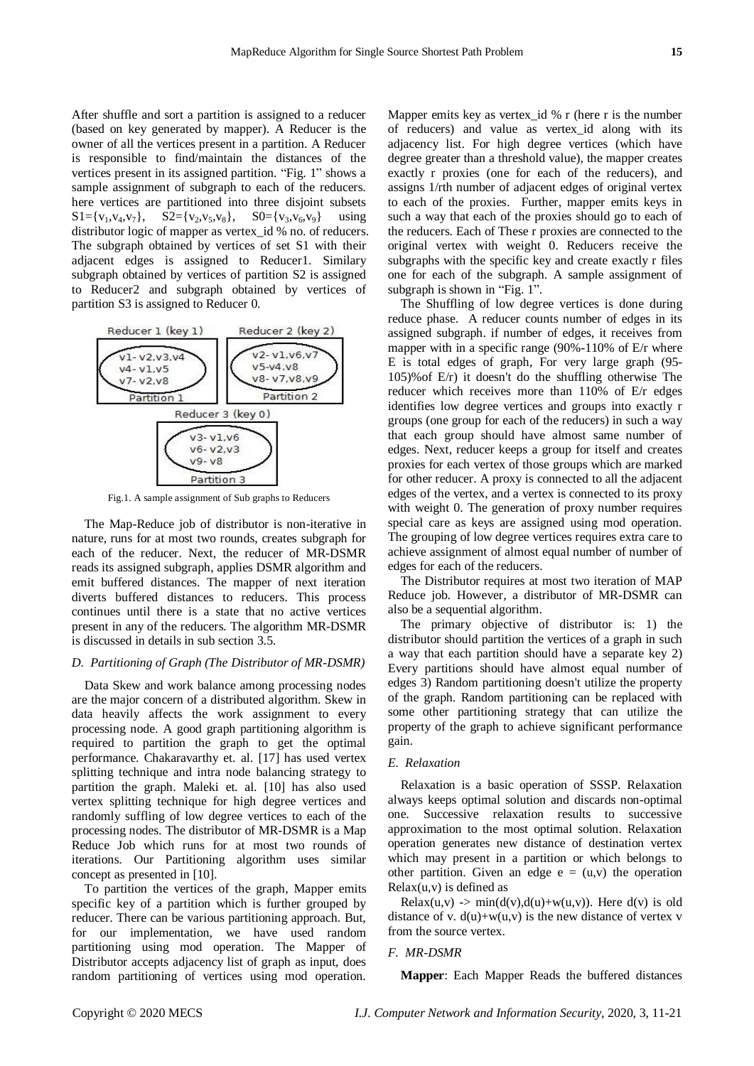After shuffle and sort a partition is assigned to a reducer (based on key generated by mapper). A Reducer is the owner of all the vertices present in a partition. A Reducer is responsible to find/maintain the distances of the vertices present in its assigned partition. "Fig. 1" shows a sample assignment of subgraph to each of the reducers. here vertices are partitioned into three disjoint subsets $S1=\{v_1,v_4,v_7\}$, $S2=\{v_2,v_5,v_8\}$, $S0=\{v_3,v_6,v_9\}$ using distributor logic of mapper as vertex_id % no. of reducers. The subgraph obtained by vertices of set S1 with their adjacent edges is assigned to Reducer1. Similary subgraph obtained by vertices of partition S2 is assigned to Reducer2 and subgraph obtained by vertices of partition S3 is assigned to Reducer 0.

Fig.1. A sample assignment of Sub graphs to Reducers

The Map-Reduce job of distributor is non-iterative in nature, runs for at most two rounds, creates subgraph for each of the reducer. Next, the reducer of MR-DSMR reads its assigned subgraph, applies DSMR algorithm and emit buffered distances. The mapper of next iteration diverts buffered distances to reducers. This process continues until there is a state that no active vertices present in any of the reducers. The algorithm MR-DSMR is discussed in details in sub section 3.5.

### *D. Partitioning of Graph (The Distributor of MR-DSMR)*

Data Skew and work balance among processing nodes are the major concern of a distributed algorithm. Skew in data heavily affects the work assignment to every processing node. A good graph partitioning algorithm is required to partition the graph to get the optimal performance. Chakaravarthy et. al. [17] has used vertex splitting technique and intra node balancing strategy to partition the graph. Maleki et. al. [10] has also used vertex splitting technique for high degree vertices and randomly suffling of low degree vertices to each of the processing nodes. The distributor of MR-DSMR is a Map Reduce Job which runs for at most two rounds of iterations. Our Partitioning algorithm uses similar concept as presented in [10].

To partition the vertices of the graph, Mapper emits specific key of a partition which is further grouped by reducer. There can be various partitioning approach. But, for our implementation, we have used random partitioning using mod operation. The Mapper of Distributor accepts adjacency list of graph as input, does random partitioning of vertices using mod operation. Mapper emits key as vertex_id % r (here r is the number of reducers) and value as vertex_id along with its adjacency list. For high degree vertices (which have degree greater than a threshold value), the mapper creates exactly r proxies (one for each of the reducers), and assigns 1/rth number of adjacent edges of original vertex to each of the proxies. Further, mapper emits keys in such a way that each of the proxies should go to each of the reducers. Each of These r proxies are connected to the original vertex with weight 0. Reducers receive the subgraphs with the specific key and create exactly r files one for each of the subgraph. A sample assignment of subgraph is shown in "Fig. 1".

The Shuffling of low degree vertices is done during reduce phase. A reducer counts number of edges in its assigned subgraph. if number of edges, it receives from mapper with in a specific range (90%-110% of E/r where E is total edges of graph, For very large graph (95-105)%of E/r) it doesn't do the shuffling otherwise The reducer which receives more than 110% of E/r edges identifies low degree vertices and groups into exactly r groups (one group for each of the reducers) in such a way that each group should have almost same number of edges. Next, reducer keeps a group for itself and creates proxies for each vertex of those groups which are marked for other reducer. A proxy is connected to all the adjacent edges of the vertex, and a vertex is connected to its proxy with weight 0. The generation of proxy number requires special care as keys are assigned using mod operation. The grouping of low degree vertices requires extra care to achieve assignment of almost equal number of number of edges for each of the reducers.

The Distributor requires at most two iteration of MAP Reduce job. However, a distributor of MR-DSMR can also be a sequential algorithm.

The primary objective of distributor is: 1) the distributor should partition the vertices of a graph in such a way that each partition should have a separate key 2) Every partitions should have almost equal number of edges 3) Random partitioning doesn't utilize the property of the graph. Random partitioning can be replaced with some other partitioning strategy that can utilize the property of the graph to achieve significant performance gain.

### *E. Relaxation*

Relaxation is a basic operation of SSSP. Relaxation always keeps optimal solution and discards non-optimal one. Successive relaxation results to successive approximation to the most optimal solution. Relaxation operation generates new distance of destination vertex which may present in a partition or which belongs to other partition. Given an edge $e = (u,v)$ the operation $Relax(u,v)$ is defined as

$Relax(u,v) \rightarrow \min(d(v),d(u)+w(u,v))$. Here $d(v)$ is old distance of v. $d(u)+w(u,v)$ is the new distance of vertex v from the source vertex.

### *F. MR-DSMR*

**Mapper**: Each Mapper Reads the buffered distances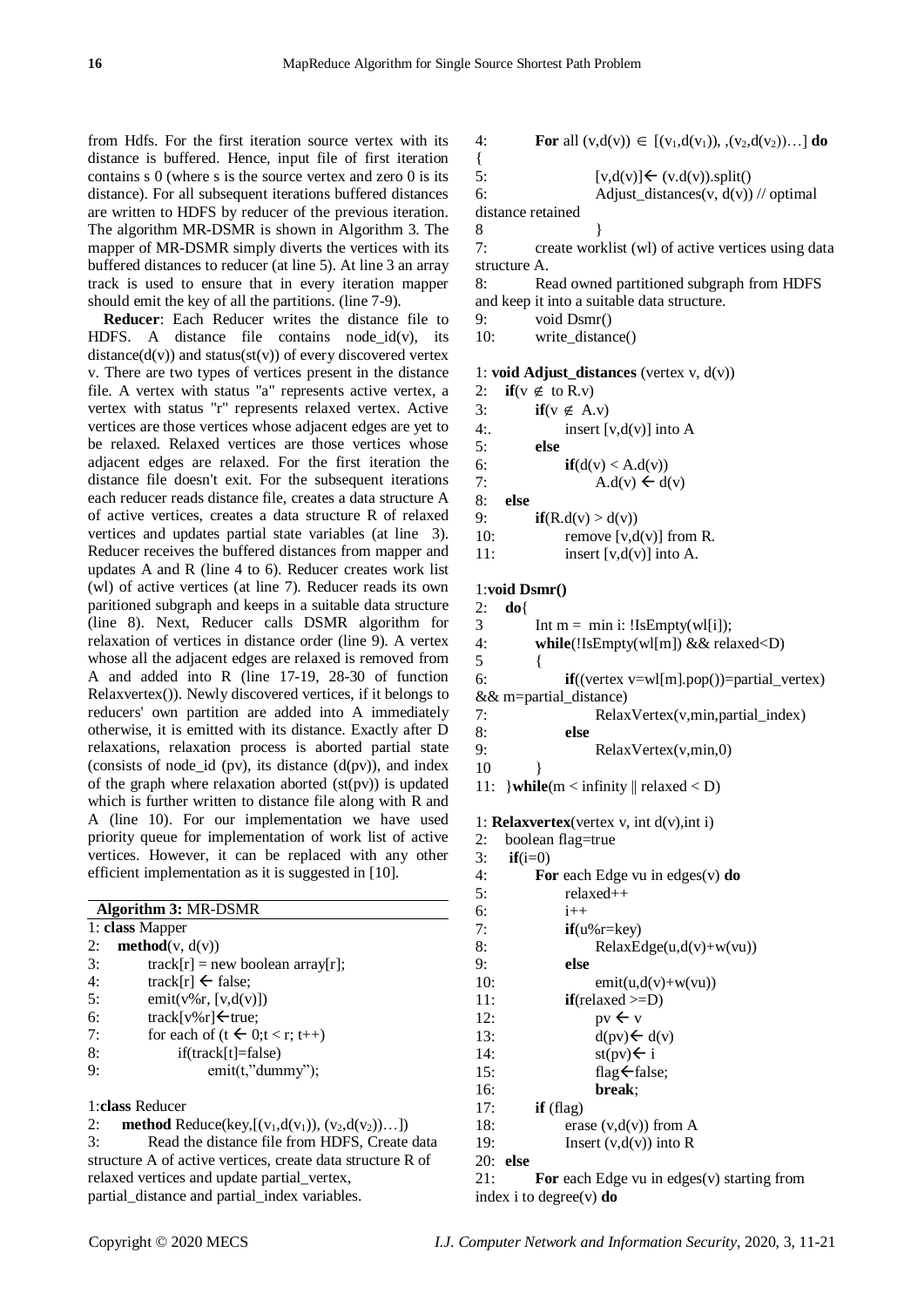from Hdfs. For the first iteration source vertex with its distance is buffered. Hence, input file of first iteration contains s 0 (where s is the source vertex and zero 0 is its distance). For all subsequent iterations buffered distances are written to HDFS by reducer of the previous iteration. The algorithm MR-DSMR is shown in Algorithm 3. The mapper of MR-DSMR simply diverts the vertices with its buffered distances to reducer (at line 5). At line 3 an array track is used to ensure that in every iteration mapper should emit the key of all the partitions. (line 7-9).

**Reducer**: Each Reducer writes the distance file to HDFS. A distance file contains node_id(v), its distance(d(v)) and status(st(v)) of every discovered vertex v. There are two types of vertices present in the distance file. A vertex with status "a" represents active vertex, a vertex with status "r" represents relaxed vertex. Active vertices are those vertices whose adjacent edges are yet to be relaxed. Relaxed vertices are those vertices whose adjacent edges are relaxed. For the first iteration the distance file doesn't exit. For the subsequent iterations each reducer reads distance file, creates a data structure A of active vertices, creates a data structure R of relaxed vertices and updates partial state variables (at line 3). Reducer receives the buffered distances from mapper and updates A and R (line 4 to 6). Reducer creates work list (wl) of active vertices (at line 7). Reducer reads its own paritioned subgraph and keeps in a suitable data structure (line 8). Next, Reducer calls DSMR algorithm for relaxation of vertices in distance order (line 9). A vertex whose all the adjacent edges are relaxed is removed from A and added into R (line 17-19, 28-30 of function Relaxvertex()). Newly discovered vertices, if it belongs to reducers' own partition are added into A immediately otherwise, it is emitted with its distance. Exactly after D relaxations, relaxation process is aborted partial state (consists of node_id (pv), its distance (d(pv)), and index of the graph where relaxation aborted (st(pv)) is updated which is further written to distance file along with R and A (line 10). For our implementation we have used priority queue for implementation of work list of active vertices. However, it can be replaced with any other efficient implementation as it is suggested in [10].

**Algorithm 3:** MR-DSMR

```
1: class Mapper
2:   method(v, d(v))
3:       track[r] = new boolean array[r];
4:       track[r] ← false;
5:       emit(v%r, [v,d(v)])
6:       track[v%r]←true;
7:       for each of (t ← 0;t < r; t++)
8:           if(track[t]=false)
9:               emit(t,"dummy");

1:class Reducer
2:   method Reduce(key,[(v1,d(v1)), (v2,d(v2))…])
3:       Read the distance file from HDFS, Create data
structure A of active vertices, create data structure R of
relaxed vertices and update partial_vertex,
partial_distance and partial_index variables.
4:       For all (v,d(v)) ∈ [(v1,d(v1)), ,(v2,d(v2))…] do
{
5:           [v,d(v)]← (v.d(v)).split()
6:           Adjust_distances(v, d(v)) // optimal
distance retained
8            }
7:       create worklist (wl) of active vertices using data
structure A.
8:       Read owned partitioned subgraph from HDFS
and keep it into a suitable data structure.
9:       void Dsmr()
10:      write_distance()

1: void Adjust_distances (vertex v, d(v))
2:   if(v ∉ to R.v)
3:       if(v ∉ A.v)
4:.          insert [v,d(v)] into A
5:       else
6:           if(d(v) < A.d(v))
7:               A.d(v) ← d(v)
8:   else
9:       if(R.d(v) > d(v))
10:          remove [v,d(v)] from R.
11:          insert [v,d(v)] into A.

1:void Dsmr()
2:   do{
3        Int m = min i: !IsEmpty(wl[i]);
4:       while(!IsEmpty(wl[m]) && relaxed<D)
5        {
6:           if((vertex v=wl[m].pop())=partial_vertex)
&& m=partial_distance)
7:               RelaxVertex(v,min,partial_index)
8:           else
9:               RelaxVertex(v,min,0)
10       }
11:  }while(m < infinity || relaxed < D)

1: Relaxvertex(vertex v, int d(v),int i)
2:   boolean flag=true
3:   if(i=0)
4:       For each Edge vu in edges(v) do
5:           relaxed++
6:           i++
7:           if(u%r=key)
8:               RelaxEdge(u,d(v)+w(vu))
9:           else
10:              emit(u,d(v)+w(vu))
11:          if(relaxed >=D)
12:              pv ← v
13:              d(pv)← d(v)
14:              st(pv)← i
15:              flag←false;
16:              break;
17:      if (flag)
18:          erase (v,d(v)) from A
19:          Insert (v,d(v)) into R
20:  else
21:      For each Edge vu in edges(v) starting from
index i to degree(v) do
```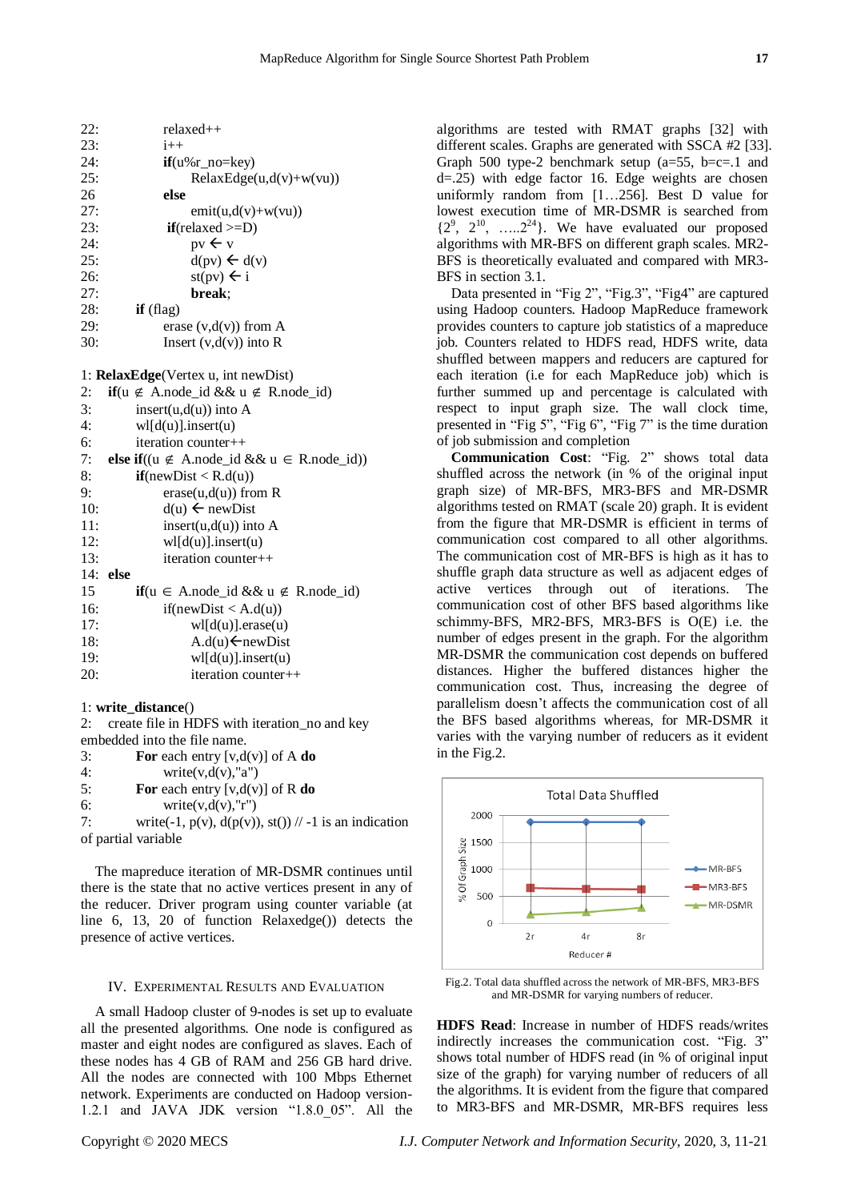```
22:         relaxed++
23:         i++
24:         if(u%r_no=key)
25:             RelaxEdge(u,d(v)+w(vu))
26          else
27:             emit(u,d(v)+w(vu))
23:         if(relaxed >=D)
24:             pv ← v
25:             d(pv) ← d(v)
26:             st(pv) ← i
27:             break;
28:     if (flag)
29:         erase (v,d(v)) from A
30:         Insert (v,d(v)) into R
```

```
1: RelaxEdge(Vertex u, int newDist)
2:   if(u ∉ A.node_id && u ∉ R.node_id)
3:       insert(u,d(u)) into A
4:       wl[d(u)].insert(u)
6:       iteration counter++
7:   else if((u ∉ A.node_id && u ∈ R.node_id))
8:       if(newDist < R.d(u))
9:           erase(u,d(u)) from R
10:          d(u) ← newDist
11:          insert(u,d(u)) into A
12:          wl[d(u)].insert(u)
13:          iteration counter++
14: else
15       if(u ∈ A.node_id && u ∉ R.node_id)
16:          if(newDist < A.d(u))
17:              wl[d(u)].erase(u)
18:              A.d(u)←newDist
19:              wl[d(u)].insert(u)
20:              iteration counter++
```

```
1: write_distance()
2:   create file in HDFS with iteration_no and key
embedded into the file name.
3:       For each entry [v,d(v)] of A do
4:           write(v,d(v),"a")
5:       For each entry [v,d(v)] of R do
6:           write(v,d(v),"r")
7:       write(-1, p(v), d(p(v)), st()) // -1 is an indication
of partial variable
```

The mapreduce iteration of MR-DSMR continues until there is the state that no active vertices present in any of the reducer. Driver program using counter variable (at line 6, 13, 20 of function Relaxedge()) detects the presence of active vertices.

## IV. Experimental Results and Evaluation

A small Hadoop cluster of 9-nodes is set up to evaluate all the presented algorithms. One node is configured as master and eight nodes are configured as slaves. Each of these nodes has 4 GB of RAM and 256 GB hard drive. All the nodes are connected with 100 Mbps Ethernet network. Experiments are conducted on Hadoop version-1.2.1 and JAVA JDK version "1.8.0_05". All the algorithms are tested with RMAT graphs [32] with different scales. Graphs are generated with SSCA #2 [33]. Graph 500 type-2 benchmark setup (a=55, b=c=.1 and d=.25) with edge factor 16. Edge weights are chosen uniformly random from [1…256]. Best D value for lowest execution time of MR-DSMR is searched from $\{2^9, 2^{10}, \ldots 2^{24}\}$. We have evaluated our proposed algorithms with MR-BFS on different graph scales. MR2-BFS is theoretically evaluated and compared with MR3-BFS in section 3.1.

Data presented in "Fig 2", "Fig.3", "Fig4" are captured using Hadoop counters. Hadoop MapReduce framework provides counters to capture job statistics of a mapreduce job. Counters related to HDFS read, HDFS write, data shuffled between mappers and reducers are captured for each iteration (i.e for each MapReduce job) which is further summed up and percentage is calculated with respect to input graph size. The wall clock time, presented in "Fig 5", "Fig 6", "Fig 7" is the time duration of job submission and completion

**Communication Cost**: "Fig. 2" shows total data shuffled across the network (in % of the original input graph size) of MR-BFS, MR3-BFS and MR-DSMR algorithms tested on RMAT (scale 20) graph. It is evident from the figure that MR-DSMR is efficient in terms of communication cost compared to all other algorithms. The communication cost of MR-BFS is high as it has to shuffle graph data structure as well as adjacent edges of active vertices through out of iterations. The communication cost of other BFS based algorithms like schimmy-BFS, MR2-BFS, MR3-BFS is O(E) i.e. the number of edges present in the graph. For the algorithm MR-DSMR the communication cost depends on buffered distances. Higher the buffered distances higher the communication cost. Thus, increasing the degree of parallelism doesn't affects the communication cost of all the BFS based algorithms whereas, for MR-DSMR it varies with the varying number of reducers as it evident in the Fig.2.

Fig.2. Total data shuffled across the network of MR-BFS, MR3-BFS and MR-DSMR for varying numbers of reducer.

**HDFS Read**: Increase in number of HDFS reads/writes indirectly increases the communication cost. "Fig. 3" shows total number of HDFS read (in % of original input size of the graph) for varying number of reducers of all the algorithms. It is evident from the figure that compared to MR3-BFS and MR-DSMR, MR-BFS requires less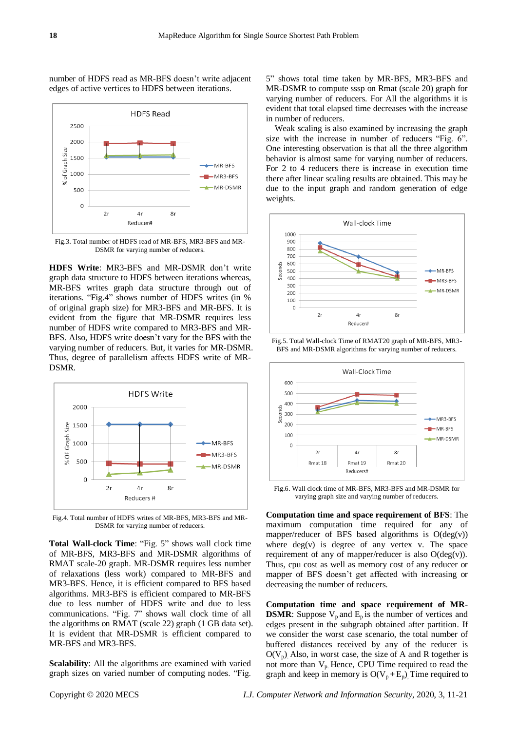number of HDFS read as MR-BFS doesn't write adjacent edges of active vertices to HDFS between iterations.

Fig.3. Total number of HDFS read of MR-BFS, MR3-BFS and MR-DSMR for varying number of reducers.

**HDFS Write**: MR3-BFS and MR-DSMR don't write graph data structure to HDFS between iterations whereas, MR-BFS writes graph data structure through out of iterations. "Fig.4" shows number of HDFS writes (in % of original graph size) for MR3-BFS and MR-BFS. It is evident from the figure that MR-DSMR requires less number of HDFS write compared to MR3-BFS and MR-BFS. Also, HDFS write doesn't vary for the BFS with the varying number of reducers. But, it varies for MR-DSMR. Thus, degree of parallelism affects HDFS write of MR-DSMR.

Fig.4. Total number of HDFS writes of MR-BFS, MR3-BFS and MR-DSMR for varying number of reducers.

**Total Wall-clock Time**: "Fig. 5" shows wall clock time of MR-BFS, MR3-BFS and MR-DSMR algorithms of RMAT scale-20 graph. MR-DSMR requires less number of relaxations (less work) compared to MR-BFS and MR3-BFS. Hence, it is efficient compared to BFS based algorithms. MR3-BFS is efficient compared to MR-BFS due to less number of HDFS write and due to less communications. "Fig. 7" shows wall clock time of all the algorithms on RMAT (scale 22) graph (1 GB data set). It is evident that MR-DSMR is efficient compared to MR-BFS and MR3-BFS.

**Scalability**: All the algorithms are examined with varied graph sizes on varied number of computing nodes. "Fig. 5" shows total time taken by MR-BFS, MR3-BFS and MR-DSMR to compute sssp on Rmat (scale 20) graph for varying number of reducers. For All the algorithms it is evident that total elapsed time decreases with the increase in number of reducers.

Weak scaling is also examined by increasing the graph size with the increase in number of reducers "Fig. 6". One interesting observation is that all the three algorithm behavior is almost same for varying number of reducers. For 2 to 4 reducers there is increase in execution time there after linear scaling results are obtained. This may be due to the input graph and random generation of edge weights.

Fig.5. Total Wall-clock Time of RMAT20 graph of MR-BFS, MR3-BFS and MR-DSMR algorithms for varying number of reducers.

Fig.6. Wall clock time of MR-BFS, MR3-BFS and MR-DSMR for varying graph size and varying number of reducers.

**Computation time and space requirement of BFS**: The maximum computation time required for any of mapper/reducer of BFS based algorithms is O(deg(v)) where deg(v) is degree of any vertex v. The space requirement of any of mapper/reducer is also O(deg(v)). Thus, cpu cost as well as memory cost of any reducer or mapper of BFS doesn't get affected with increasing or decreasing the number of reducers.

**Computation time and space requirement of MR-DSMR**: Suppose $V_p$ and $E_p$ is the number of vertices and edges present in the subgraph obtained after partition. If we consider the worst case scenario, the total number of buffered distances received by any of the reducer is $O(V_p)$. Also, in worst case, the size of A and R together is not more than $V_p$. Hence, CPU Time required to read the graph and keep in memory is $O(V_p + E_p)$. Time required to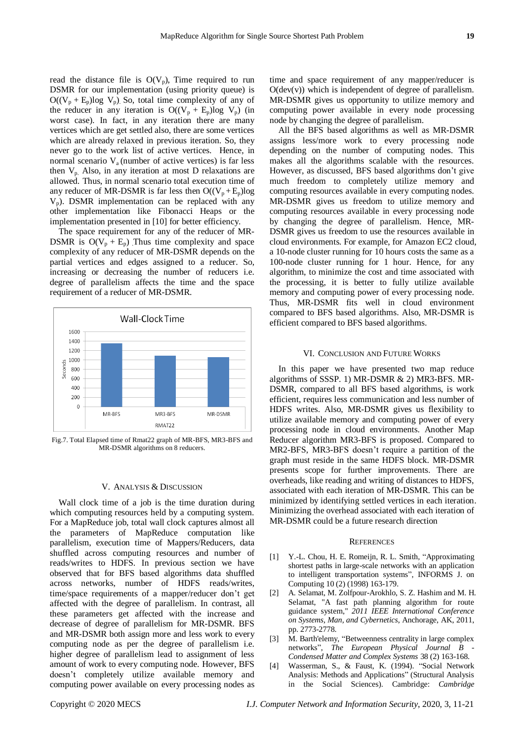read the distance file is $O(V_p)$, Time required to run DSMR for our implementation (using priority queue) is $O((V_p + E_p)\log V_p)$. So, total time complexity of any of the reducer in any iteration is $O((V_p + E_p)\log V_p)$ (in worst case). In fact, in any iteration there are many vertices which are get settled also, there are some vertices which are already relaxed in previous iteration. So, they never go to the work list of active vertices. Hence, in normal scenario $V_a$ (number of active vertices) is far less then $V_p$. Also, in any iteration at most D relaxations are allowed. Thus, in normal scenario total execution time of any reducer of MR-DSMR is far less then $O((V_p + E_p)\log V_p)$. DSMR implementation can be replaced with any other implementation like Fibonacci Heaps or the implementation presented in [10] for better efficiency.

The space requirement for any of the reducer of MR-DSMR is $O(V_p + E_p)$. Thus time complexity and space complexity of any reducer of MR-DSMR depends on the partial vertices and edges assigned to a reducer. So, increasing or decreasing the number of reducers i.e. degree of parallelism affects the time and the space requirement of a reducer of MR-DSMR.

Fig.7. Total Elapsed time of Rmat22 graph of MR-BFS, MR3-BFS and MR-DSMR algorithms on 8 reducers.

## V. Analysis & Discussion

Wall clock time of a job is the time duration during which computing resources held by a computing system. For a MapReduce job, total wall clock captures almost all the parameters of MapReduce computation like parallelism, execution time of Mappers/Reducers, data shuffled across computing resources and number of reads/writes to HDFS. In previous section we have observed that for BFS based algorithms data shuffled across networks, number of HDFS reads/writes, time/space requirements of a mapper/reducer don't get affected with the degree of parallelism. In contrast, all these parameters get affected with the increase and decrease of degree of parallelism for MR-DSMR. BFS and MR-DSMR both assign more and less work to every computing node as per the degree of parallelism i.e. higher degree of parallelism lead to assignment of less amount of work to every computing node. However, BFS doesn't completely utilize available memory and computing power available on every processing nodes as time and space requirement of any mapper/reducer is O(dev(v)) which is independent of degree of parallelism. MR-DSMR gives us opportunity to utilize memory and computing power available in every node processing node by changing the degree of parallelism.

All the BFS based algorithms as well as MR-DSMR assigns less/more work to every processing node depending on the number of computing nodes. This makes all the algorithms scalable with the resources. However, as discussed, BFS based algorithms don't give much freedom to completely utilize memory and computing resources available in every computing nodes. MR-DSMR gives us freedom to utilize memory and computing resources available in every processing node by changing the degree of parallelism. Hence, MR-DSMR gives us freedom to use the resources available in cloud environments. For example, for Amazon EC2 cloud, a 10-node cluster running for 10 hours costs the same as a 100-node cluster running for 1 hour. Hence, for any algorithm, to minimize the cost and time associated with the processing, it is better to fully utilize available memory and computing power of every processing node. Thus, MR-DSMR fits well in cloud environment compared to BFS based algorithms. Also, MR-DSMR is efficient compared to BFS based algorithms.

## VI. Conclusion and Future Works

In this paper we have presented two map reduce algorithms of SSSP. 1) MR-DSMR & 2) MR3-BFS. MR-DSMR, compared to all BFS based algorithms, is work efficient, requires less communication and less number of HDFS writes. Also, MR-DSMR gives us flexibility to utilize available memory and computing power of every processing node in cloud environments. Another Map Reducer algorithm MR3-BFS is proposed. Compared to MR2-BFS, MR3-BFS doesn't require a partition of the graph must reside in the same HDFS block. MR-DSMR presents scope for further improvements. There are overheads, like reading and writing of distances to HDFS, associated with each iteration of MR-DSMR. This can be minimized by identifying settled vertices in each iteration. Minimizing the overhead associated with each iteration of MR-DSMR could be a future research direction

## References

[1] Y.-L. Chou, H. E. Romeijn, R. L. Smith, "Approximating shortest paths in large-scale networks with an application to intelligent transportation systems", INFORMS J. on Computing 10 (2) (1998) 163-179.

[2] A. Selamat, M. Zolfpour-Arokhlo, S. Z. Hashim and M. H. Selamat, "A fast path planning algorithm for route guidance system," *2011 IEEE International Conference on Systems, Man, and Cybernetics*, Anchorage, AK, 2011, pp. 2773-2778.

[3] M. Barth'elemy, "Betweenness centrality in large complex networks", *The European Physical Journal B - Condensed Matter and Complex Systems* 38 (2) 163-168.

[4] Wasserman, S., & Faust, K. (1994). "Social Network Analysis: Methods and Applications" (Structural Analysis in the Social Sciences). Cambridge: *Cambridge*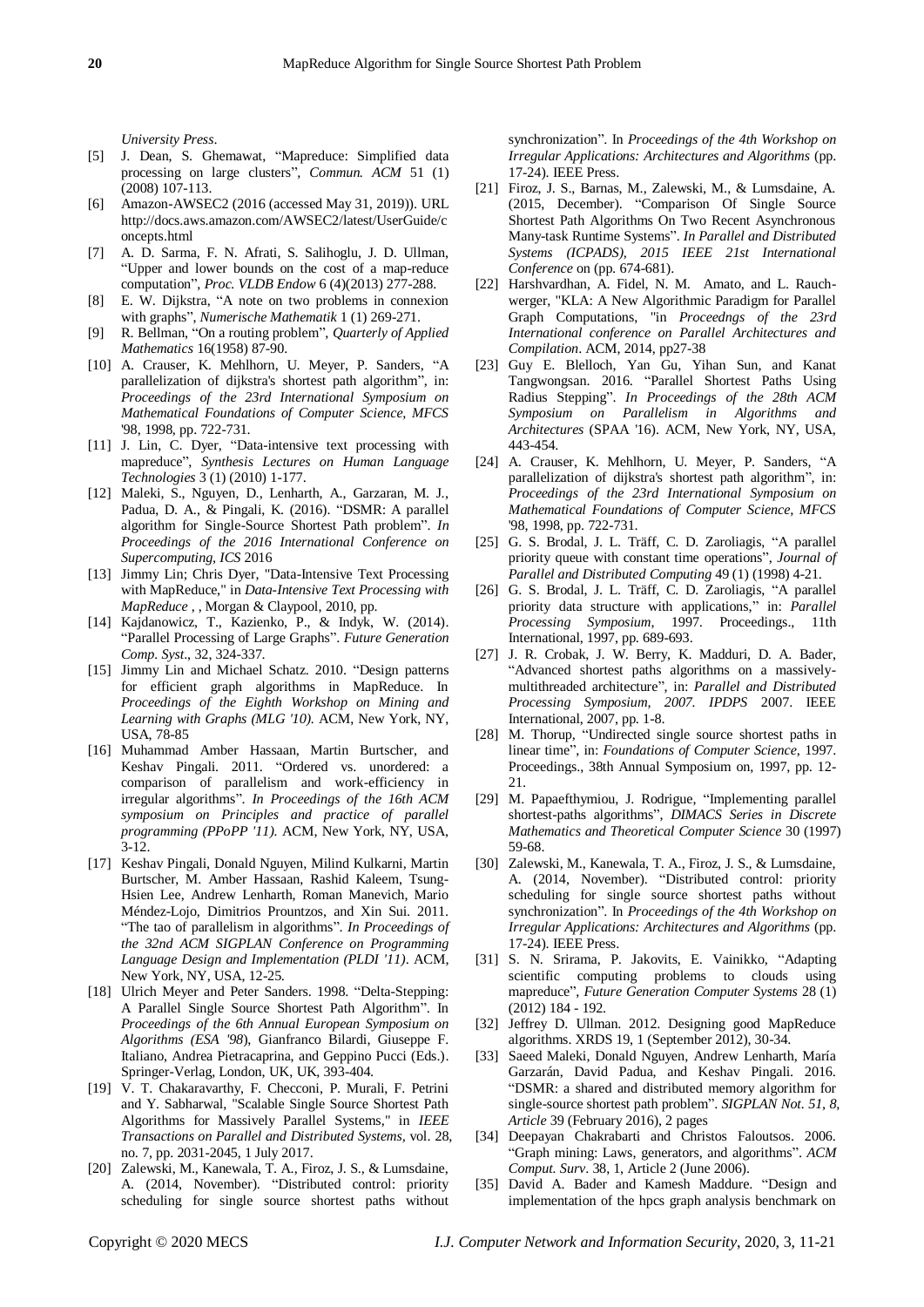*University Press*.

[5] J. Dean, S. Ghemawat, "Mapreduce: Simplified data processing on large clusters", *Commun. ACM* 51 (1) (2008) 107-113.

[6] Amazon-AWSEC2 (2016 (accessed May 31, 2019)). URL http://docs.aws.amazon.com/AWSEC2/latest/UserGuide/concepts.html

[7] A. D. Sarma, F. N. Afrati, S. Salihoglu, J. D. Ullman, "Upper and lower bounds on the cost of a map-reduce computation", *Proc. VLDB Endow* 6 (4)(2013) 277-288.

[8] E. W. Dijkstra, "A note on two problems in connexion with graphs", *Numerische Mathematik* 1 (1) 269-271.

[9] R. Bellman, "On a routing problem", *Quarterly of Applied Mathematics* 16(1958) 87-90.

[10] A. Crauser, K. Mehlhorn, U. Meyer, P. Sanders, "A parallelization of dijkstra's shortest path algorithm", in: *Proceedings of the 23rd International Symposium on Mathematical Foundations of Computer Science, MFCS* '98, 1998, pp. 722-731.

[11] J. Lin, C. Dyer, "Data-intensive text processing with mapreduce", *Synthesis Lectures on Human Language Technologies* 3 (1) (2010) 1-177.

[12] Maleki, S., Nguyen, D., Lenharth, A., Garzaran, M. J., Padua, D. A., & Pingali, K. (2016). "DSMR: A parallel algorithm for Single-Source Shortest Path problem". *In Proceedings of the 2016 International Conference on Supercomputing, ICS* 2016

[13] Jimmy Lin; Chris Dyer, "Data-Intensive Text Processing with MapReduce," in *Data-Intensive Text Processing with MapReduce* , , Morgan & Claypool, 2010, pp.

[14] Kajdanowicz, T., Kazienko, P., & Indyk, W. (2014). "Parallel Processing of Large Graphs". *Future Generation Comp. Syst*., 32, 324-337.

[15] Jimmy Lin and Michael Schatz. 2010. "Design patterns for efficient graph algorithms in MapReduce. In *Proceedings of the Eighth Workshop on Mining and Learning with Graphs (MLG '10).* ACM, New York, NY, USA, 78-85

[16] Muhammad Amber Hassaan, Martin Burtscher, and Keshav Pingali. 2011. "Ordered vs. unordered: a comparison of parallelism and work-efficiency in irregular algorithms". *In Proceedings of the 16th ACM symposium on Principles and practice of parallel programming (PPoPP '11).* ACM, New York, NY, USA, 3-12.

[17] Keshav Pingali, Donald Nguyen, Milind Kulkarni, Martin Burtscher, M. Amber Hassaan, Rashid Kaleem, Tsung-Hsien Lee, Andrew Lenharth, Roman Manevich, Mario Méndez-Lojo, Dimitrios Prountzos, and Xin Sui. 2011. "The tao of parallelism in algorithms". *In Proceedings of the 32nd ACM SIGPLAN Conference on Programming Language Design and Implementation (PLDI '11)*. ACM, New York, NY, USA, 12-25.

[18] Ulrich Meyer and Peter Sanders. 1998. "Delta-Stepping: A Parallel Single Source Shortest Path Algorithm". In *Proceedings of the 6th Annual European Symposium on Algorithms (ESA '98*), Gianfranco Bilardi, Giuseppe F. Italiano, Andrea Pietracaprina, and Geppino Pucci (Eds.). Springer-Verlag, London, UK, UK, 393-404.

[19] V. T. Chakaravarthy, F. Checconi, P. Murali, F. Petrini and Y. Sabharwal, "Scalable Single Source Shortest Path Algorithms for Massively Parallel Systems," in *IEEE Transactions on Parallel and Distributed Systems*, vol. 28, no. 7, pp. 2031-2045, 1 July 2017.

[20] Zalewski, M., Kanewala, T. A., Firoz, J. S., & Lumsdaine, A. (2014, November). "Distributed control: priority scheduling for single source shortest paths without synchronization". In *Proceedings of the 4th Workshop on Irregular Applications: Architectures and Algorithms* (pp. 17-24). IEEE Press.

[21] Firoz, J. S., Barnas, M., Zalewski, M., & Lumsdaine, A. (2015, December). "Comparison Of Single Source Shortest Path Algorithms On Two Recent Asynchronous Many-task Runtime Systems". *In Parallel and Distributed Systems (ICPADS), 2015 IEEE 21st International Conference* on (pp. 674-681).

[22] Harshvardhan, A. Fidel, N. M. Amato, and L. Rauchwerger, "KLA: A New Algorithmic Paradigm for Parallel Graph Computations, "in *Proceedngs of the 23rd International conference on Parallel Architectures and Compilation*. ACM, 2014, pp27-38

[23] Guy E. Blelloch, Yan Gu, Yihan Sun, and Kanat Tangwongsan. 2016. "Parallel Shortest Paths Using Radius Stepping". *In Proceedings of the 28th ACM Symposium on Parallelism in Algorithms and Architectures* (SPAA '16). ACM, New York, NY, USA, 443-454.

[24] A. Crauser, K. Mehlhorn, U. Meyer, P. Sanders, "A parallelization of dijkstra's shortest path algorithm", in: *Proceedings of the 23rd International Symposium on Mathematical Foundations of Computer Science, MFCS* '98, 1998, pp. 722-731.

[25] G. S. Brodal, J. L. Träff, C. D. Zaroliagis, "A parallel priority queue with constant time operations", *Journal of Parallel and Distributed Computing* 49 (1) (1998) 4-21.

[26] G. S. Brodal, J. L. Träff, C. D. Zaroliagis, "A parallel priority data structure with applications," in: *Parallel Processing Symposium*, 1997. Proceedings., 11th International, 1997, pp. 689-693.

[27] J. R. Crobak, J. W. Berry, K. Madduri, D. A. Bader, "Advanced shortest paths algorithms on a massively-multithreaded architecture", in: *Parallel and Distributed Processing Symposium, 2007. IPDPS* 2007. IEEE International, 2007, pp. 1-8.

[28] M. Thorup, "Undirected single source shortest paths in linear time", in: *Foundations of Computer Science*, 1997. Proceedings., 38th Annual Symposium on, 1997, pp. 12-21.

[29] M. Papaefthymiou, J. Rodrigue, "Implementing parallel shortest-paths algorithms", *DIMACS Series in Discrete Mathematics and Theoretical Computer Science* 30 (1997) 59-68.

[30] Zalewski, M., Kanewala, T. A., Firoz, J. S., & Lumsdaine, A. (2014, November). "Distributed control: priority scheduling for single source shortest paths without synchronization". In *Proceedings of the 4th Workshop on Irregular Applications: Architectures and Algorithms* (pp. 17-24). IEEE Press.

[31] S. N. Srirama, P. Jakovits, E. Vainikko, "Adapting scientific computing problems to clouds using mapreduce", *Future Generation Computer Systems* 28 (1) (2012) 184 - 192.

[32] Jeffrey D. Ullman. 2012. Designing good MapReduce algorithms. XRDS 19, 1 (September 2012), 30-34.

[33] Saeed Maleki, Donald Nguyen, Andrew Lenharth, María Garzarán, David Padua, and Keshav Pingali. 2016. "DSMR: a shared and distributed memory algorithm for single-source shortest path problem". *SIGPLAN Not. 51, 8, Article* 39 (February 2016), 2 pages

[34] Deepayan Chakrabarti and Christos Faloutsos. 2006. "Graph mining: Laws, generators, and algorithms". *ACM Comput. Surv*. 38, 1, Article 2 (June 2006).

[35] David A. Bader and Kamesh Madduri. "Design and implementation of the hpcs graph analysis benchmark on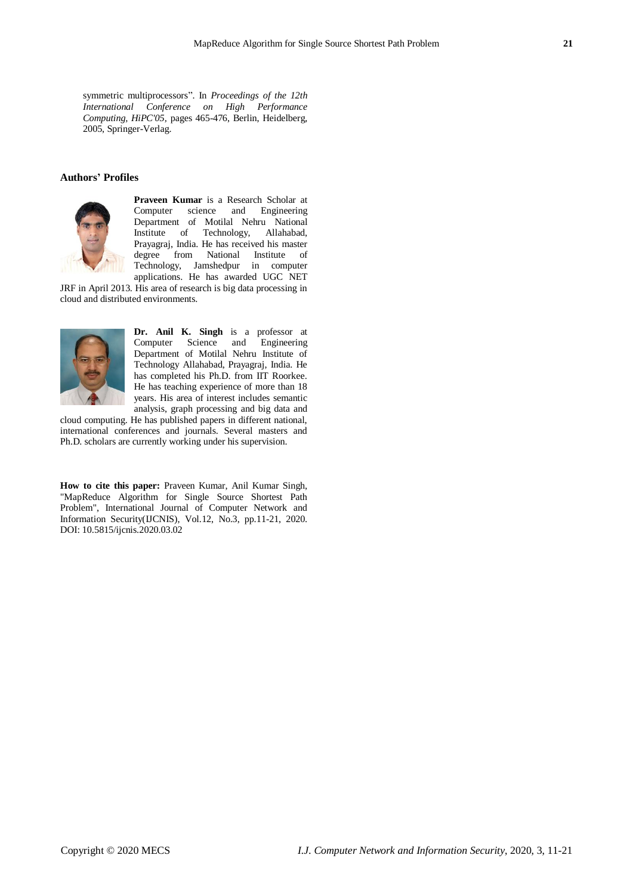symmetric multiprocessors". In *Proceedings of the 12th International Conference on High Performance Computing, HiPC'05*, pages 465-476, Berlin, Heidelberg, 2005, Springer-Verlag.

## Authors' Profiles

**Praveen Kumar** is a Research Scholar at Computer science and Engineering Department of Motilal Nehru National Institute of Technology, Allahabad, Prayagraj, India. He has received his master degree from National Institute of Technology, Jamshedpur in computer applications. He has awarded UGC NET JRF in April 2013. His area of research is big data processing in cloud and distributed environments.

**Dr. Anil K. Singh** is a professor at Computer Science and Engineering Department of Motilal Nehru Institute of Technology Allahabad, Prayagraj, India. He has completed his Ph.D. from IIT Roorkee. He has teaching experience of more than 18 years. His area of interest includes semantic analysis, graph processing and big data and cloud computing. He has published papers in different national, international conferences and journals. Several masters and Ph.D. scholars are currently working under his supervision.

**How to cite this paper:** Praveen Kumar, Anil Kumar Singh, "MapReduce Algorithm for Single Source Shortest Path Problem", International Journal of Computer Network and Information Security(IJCNIS), Vol.12, No.3, pp.11-21, 2020. DOI: 10.5815/ijcnis.2020.03.02